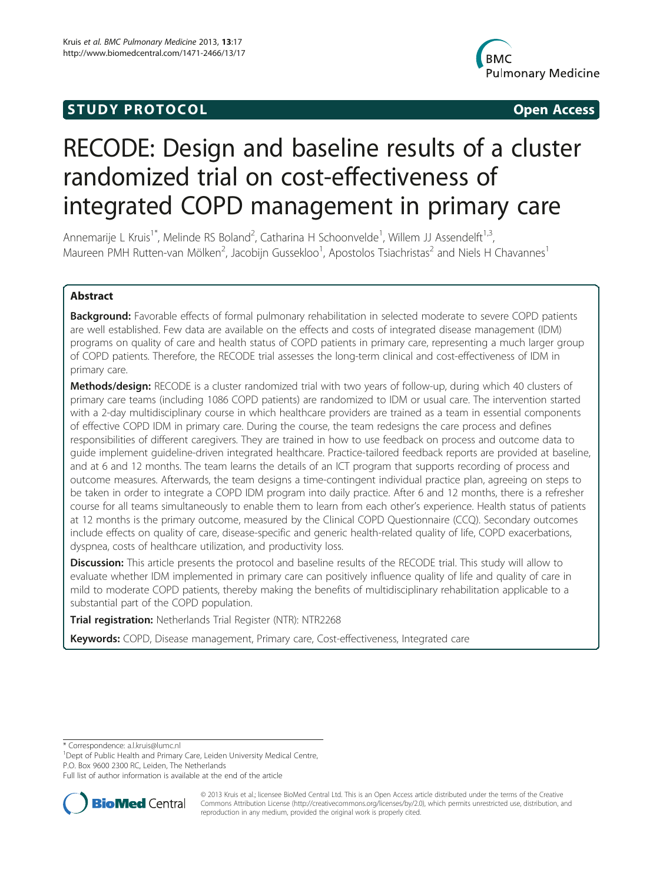STUDY PROTOCOL Open Access

# RECODE: Design and baseline results of a cluster randomized trial on cost-effectiveness of integrated COPD management in primary care

Annemarije L Kruis[1*], Melinde RS Boland[2], Catharina H Schoonvelde[1], Willem JJ Assendelft[1,3], Maureen PMH Rutten-van Mölken[2], Jacobijn Gussekloo[1], Apostolos Tsiachristas[2] and Niels H Chavannes[1]

## Abstract

**Background:** Favorable effects of formal pulmonary rehabilitation in selected moderate to severe COPD patients are well established. Few data are available on the effects and costs of integrated disease management (IDM) programs on quality of care and health status of COPD patients in primary care, representing a much larger group of COPD patients. Therefore, the RECODE trial assesses the long-term clinical and cost-effectiveness of IDM in primary care.

**Methods/design:** RECODE is a cluster randomized trial with two years of follow-up, during which 40 clusters of primary care teams (including 1086 COPD patients) are randomized to IDM or usual care. The intervention started with a 2-day multidisciplinary course in which healthcare providers are trained as a team in essential components of effective COPD IDM in primary care. During the course, the team redesigns the care process and defines responsibilities of different caregivers. They are trained in how to use feedback on process and outcome data to guide implement guideline-driven integrated healthcare. Practice-tailored feedback reports are provided at baseline, and at 6 and 12 months. The team learns the details of an ICT program that supports recording of process and outcome measures. Afterwards, the team designs a time-contingent individual practice plan, agreeing on steps to be taken in order to integrate a COPD IDM program into daily practice. After 6 and 12 months, there is a refresher course for all teams simultaneously to enable them to learn from each other's experience. Health status of patients at 12 months is the primary outcome, measured by the Clinical COPD Questionnaire (CCQ). Secondary outcomes include effects on quality of care, disease-specific and generic health-related quality of life, COPD exacerbations, dyspnea, costs of healthcare utilization, and productivity loss.

**Discussion:** This article presents the protocol and baseline results of the RECODE trial. This study will allow to evaluate whether IDM implemented in primary care can positively influence quality of life and quality of care in mild to moderate COPD patients, thereby making the benefits of multidisciplinary rehabilitation applicable to a substantial part of the COPD population.

**Trial registration:** Netherlands Trial Register (NTR): NTR2268

**Keywords:** COPD, Disease management, Primary care, Cost-effectiveness, Integrated care

\* Correspondence: a.l.kruis@lumc.nl
[1]Dept of Public Health and Primary Care, Leiden University Medical Centre, P.O. Box 9600 2300 RC, Leiden, The Netherlands
Full list of author information is available at the end of the article

© 2013 Kruis et al.; licensee BioMed Central Ltd. This is an Open Access article distributed under the terms of the Creative Commons Attribution License (http://creativecommons.org/licenses/by/2.0), which permits unrestricted use, distribution, and reproduction in any medium, provided the original work is properly cited.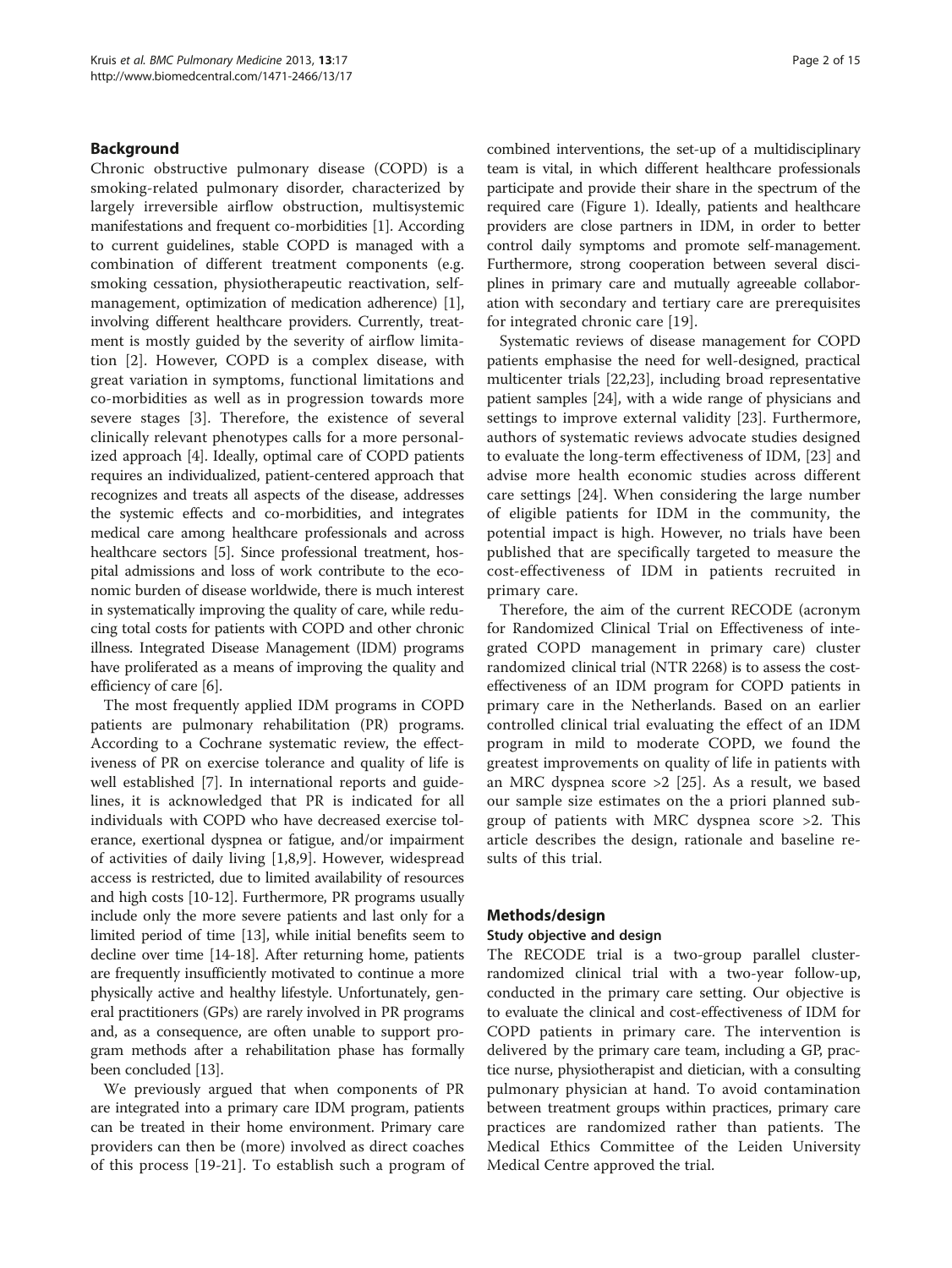## Background

Chronic obstructive pulmonary disease (COPD) is a smoking-related pulmonary disorder, characterized by largely irreversible airflow obstruction, multisystemic manifestations and frequent co-morbidities [1]. According to current guidelines, stable COPD is managed with a combination of different treatment components (e.g. smoking cessation, physiotherapeutic reactivation, self-management, optimization of medication adherence) [1], involving different healthcare providers. Currently, treatment is mostly guided by the severity of airflow limitation [2]. However, COPD is a complex disease, with great variation in symptoms, functional limitations and co-morbidities as well as in progression towards more severe stages [3]. Therefore, the existence of several clinically relevant phenotypes calls for a more personalized approach [4]. Ideally, optimal care of COPD patients requires an individualized, patient-centered approach that recognizes and treats all aspects of the disease, addresses the systemic effects and co-morbidities, and integrates medical care among healthcare professionals and across healthcare sectors [5]. Since professional treatment, hospital admissions and loss of work contribute to the economic burden of disease worldwide, there is much interest in systematically improving the quality of care, while reducing total costs for patients with COPD and other chronic illness. Integrated Disease Management (IDM) programs have proliferated as a means of improving the quality and efficiency of care [6].

The most frequently applied IDM programs in COPD patients are pulmonary rehabilitation (PR) programs. According to a Cochrane systematic review, the effectiveness of PR on exercise tolerance and quality of life is well established [7]. In international reports and guidelines, it is acknowledged that PR is indicated for all individuals with COPD who have decreased exercise tolerance, exertional dyspnea or fatigue, and/or impairment of activities of daily living [1,8,9]. However, widespread access is restricted, due to limited availability of resources and high costs [10-12]. Furthermore, PR programs usually include only the more severe patients and last only for a limited period of time [13], while initial benefits seem to decline over time [14-18]. After returning home, patients are frequently insufficiently motivated to continue a more physically active and healthy lifestyle. Unfortunately, general practitioners (GPs) are rarely involved in PR programs and, as a consequence, are often unable to support program methods after a rehabilitation phase has formally been concluded [13].

We previously argued that when components of PR are integrated into a primary care IDM program, patients can be treated in their home environment. Primary care providers can then be (more) involved as direct coaches of this process [19-21]. To establish such a program of combined interventions, the set-up of a multidisciplinary team is vital, in which different healthcare professionals participate and provide their share in the spectrum of the required care (Figure 1). Ideally, patients and healthcare providers are close partners in IDM, in order to better control daily symptoms and promote self-management. Furthermore, strong cooperation between several disciplines in primary care and mutually agreeable collaboration with secondary and tertiary care are prerequisites for integrated chronic care [19].

Systematic reviews of disease management for COPD patients emphasise the need for well-designed, practical multicenter trials [22,23], including broad representative patient samples [24], with a wide range of physicians and settings to improve external validity [23]. Furthermore, authors of systematic reviews advocate studies designed to evaluate the long-term effectiveness of IDM, [23] and advise more health economic studies across different care settings [24]. When considering the large number of eligible patients for IDM in the community, the potential impact is high. However, no trials have been published that are specifically targeted to measure the cost-effectiveness of IDM in patients recruited in primary care.

Therefore, the aim of the current RECODE (acronym for Randomized Clinical Trial on Effectiveness of integrated COPD management in primary care) cluster randomized clinical trial (NTR 2268) is to assess the cost-effectiveness of an IDM program for COPD patients in primary care in the Netherlands. Based on an earlier controlled clinical trial evaluating the effect of an IDM program in mild to moderate COPD, we found the greatest improvements on quality of life in patients with an MRC dyspnea score >2 [25]. As a result, we based our sample size estimates on the a priori planned subgroup of patients with MRC dyspnea score >2. This article describes the design, rationale and baseline results of this trial.

## Methods/design

### Study objective and design

The RECODE trial is a two-group parallel cluster-randomized clinical trial with a two-year follow-up, conducted in the primary care setting. Our objective is to evaluate the clinical and cost-effectiveness of IDM for COPD patients in primary care. The intervention is delivered by the primary care team, including a GP, practice nurse, physiotherapist and dietician, with a consulting pulmonary physician at hand. To avoid contamination between treatment groups within practices, primary care practices are randomized rather than patients. The Medical Ethics Committee of the Leiden University Medical Centre approved the trial.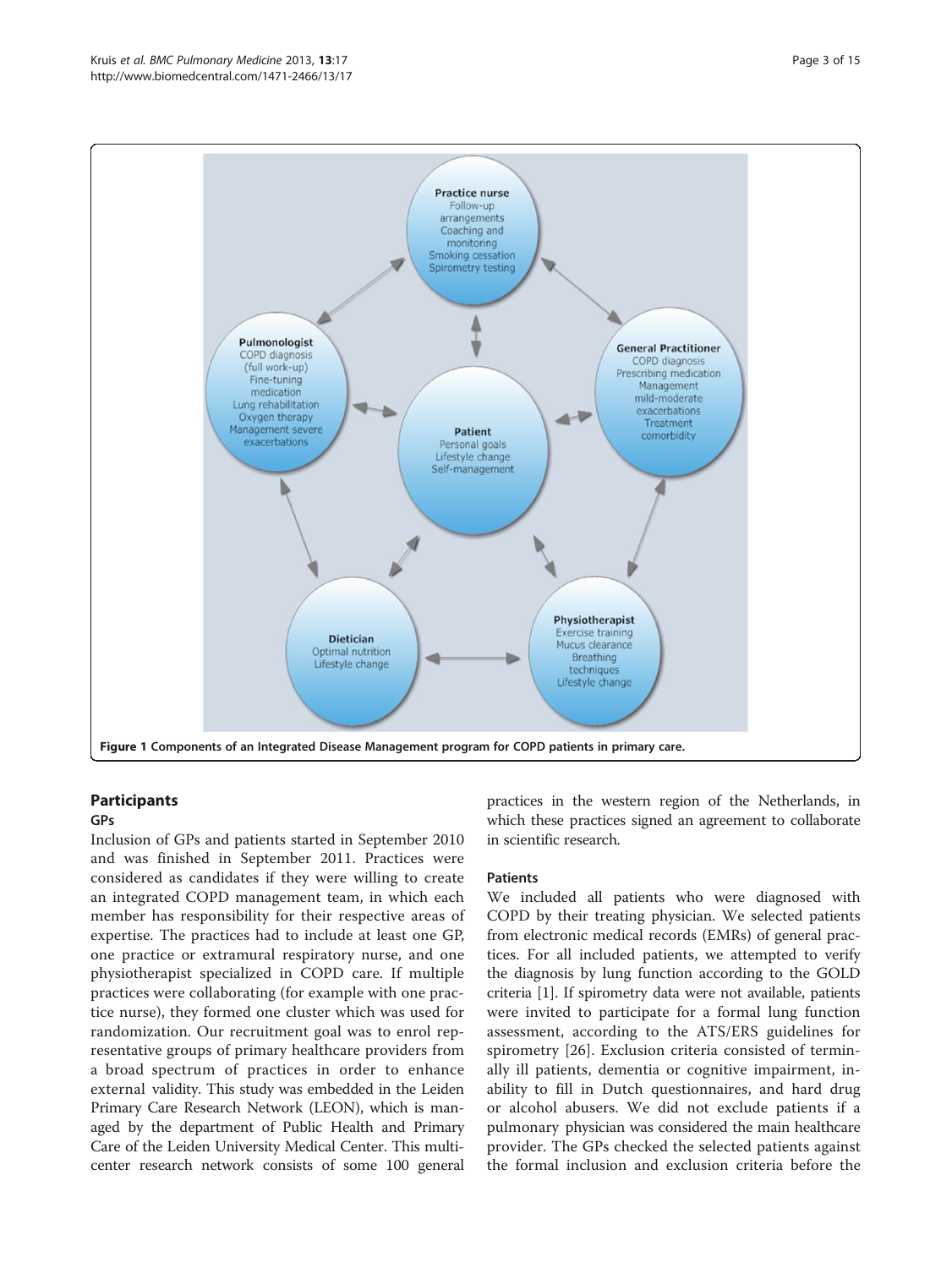Figure 1 Components of an Integrated Disease Management program for COPD patients in primary care.

## Participants

### GPs

Inclusion of GPs and patients started in September 2010 and was finished in September 2011. Practices were considered as candidates if they were willing to create an integrated COPD management team, in which each member has responsibility for their respective areas of expertise. The practices had to include at least one GP, one practice or extramural respiratory nurse, and one physiotherapist specialized in COPD care. If multiple practices were collaborating (for example with one practice nurse), they formed one cluster which was used for randomization. Our recruitment goal was to enrol representative groups of primary healthcare providers from a broad spectrum of practices in order to enhance external validity. This study was embedded in the Leiden Primary Care Research Network (LEON), which is managed by the department of Public Health and Primary Care of the Leiden University Medical Center. This multicenter research network consists of some 100 general practices in the western region of the Netherlands, in which these practices signed an agreement to collaborate in scientific research.

### Patients

We included all patients who were diagnosed with COPD by their treating physician. We selected patients from electronic medical records (EMRs) of general practices. For all included patients, we attempted to verify the diagnosis by lung function according to the GOLD criteria [1]. If spirometry data were not available, patients were invited to participate for a formal lung function assessment, according to the ATS/ERS guidelines for spirometry [26]. Exclusion criteria consisted of terminally ill patients, dementia or cognitive impairment, inability to fill in Dutch questionnaires, and hard drug or alcohol abusers. We did not exclude patients if a pulmonary physician was considered the main healthcare provider. The GPs checked the selected patients against the formal inclusion and exclusion criteria before the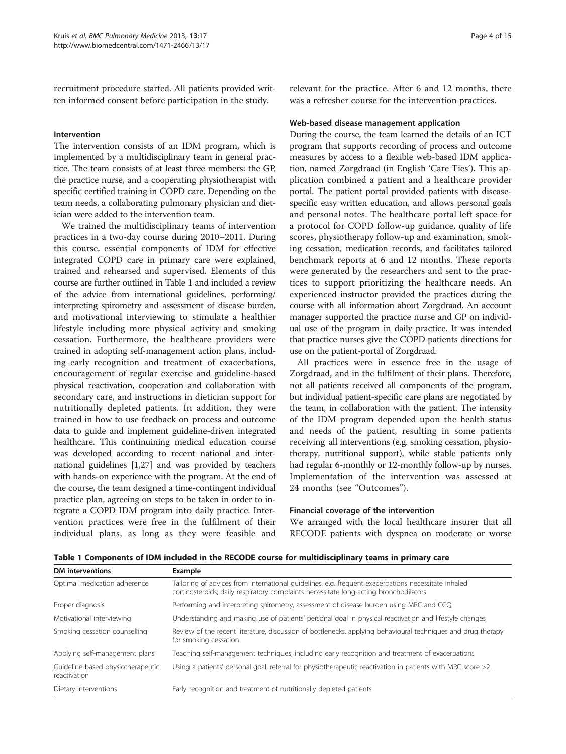recruitment procedure started. All patients provided written informed consent before participation in the study.

### Intervention

The intervention consists of an IDM program, which is implemented by a multidisciplinary team in general practice. The team consists of at least three members: the GP, the practice nurse, and a cooperating physiotherapist with specific certified training in COPD care. Depending on the team needs, a collaborating pulmonary physician and dietician were added to the intervention team.

We trained the multidisciplinary teams of intervention practices in a two-day course during 2010–2011. During this course, essential components of IDM for effective integrated COPD care in primary care were explained, trained and rehearsed and supervised. Elements of this course are further outlined in Table 1 and included a review of the advice from international guidelines, performing/ interpreting spirometry and assessment of disease burden, and motivational interviewing to stimulate a healthier lifestyle including more physical activity and smoking cessation. Furthermore, the healthcare providers were trained in adopting self-management action plans, including early recognition and treatment of exacerbations, encouragement of regular exercise and guideline-based physical reactivation, cooperation and collaboration with secondary care, and instructions in dietician support for nutritionally depleted patients. In addition, they were trained in how to use feedback on process and outcome data to guide and implement guideline-driven integrated healthcare. This continuining medical education course was developed according to recent national and international guidelines [1,27] and was provided by teachers with hands-on experience with the program. At the end of the course, the team designed a time-contingent individual practice plan, agreeing on steps to be taken in order to integrate a COPD IDM program into daily practice. Intervention practices were free in the fulfilment of their individual plans, as long as they were feasible and relevant for the practice. After 6 and 12 months, there was a refresher course for the intervention practices.

### Web-based disease management application

During the course, the team learned the details of an ICT program that supports recording of process and outcome measures by access to a flexible web-based IDM application, named Zorgdraad (in English 'Care Ties'). This application combined a patient and a healthcare provider portal. The patient portal provided patients with disease-specific easy written education, and allows personal goals and personal notes. The healthcare portal left space for a protocol for COPD follow-up guidance, quality of life scores, physiotherapy follow-up and examination, smoking cessation, medication records, and facilitates tailored benchmark reports at 6 and 12 months. These reports were generated by the researchers and sent to the practices to support prioritizing the healthcare needs. An experienced instructor provided the practices during the course with all information about Zorgdraad. An account manager supported the practice nurse and GP on individual use of the program in daily practice. It was intended that practice nurses give the COPD patients directions for use on the patient-portal of Zorgdraad.

All practices were in essence free in the usage of Zorgdraad, and in the fulfilment of their plans. Therefore, not all patients received all components of the program, but individual patient-specific care plans are negotiated by the team, in collaboration with the patient. The intensity of the IDM program depended upon the health status and needs of the patient, resulting in some patients receiving all interventions (e.g. smoking cessation, physiotherapy, nutritional support), while stable patients only had regular 6-monthly or 12-monthly follow-up by nurses. Implementation of the intervention was assessed at 24 months (see "Outcomes").

### Financial coverage of the intervention

We arranged with the local healthcare insurer that all RECODE patients with dyspnea on moderate or worse

**Table 1 Components of IDM included in the RECODE course for multidisciplinary teams in primary care**

| DM interventions | Example |
|---|---|
| Optimal medication adherence | Tailoring of advices from international guidelines, e.g. frequent exacerbations necessitate inhaled corticosteroids; daily respiratory complaints necessitate long-acting bronchodilators |
| Proper diagnosis | Performing and interpreting spirometry, assessment of disease burden using MRC and CCQ |
| Motivational interviewing | Understanding and making use of patients' personal goal in physical reactivation and lifestyle changes |
| Smoking cessation counselling | Review of the recent literature, discussion of bottlenecks, applying behavioural techniques and drug therapy for smoking cessation |
| Applying self-management plans | Teaching self-management techniques, including early recognition and treatment of exacerbations |
| Guideline based physiotherapeutic reactivation | Using a patients' personal goal, referral for physiotherapeutic reactivation in patients with MRC score >2. |
| Dietary interventions | Early recognition and treatment of nutritionally depleted patients |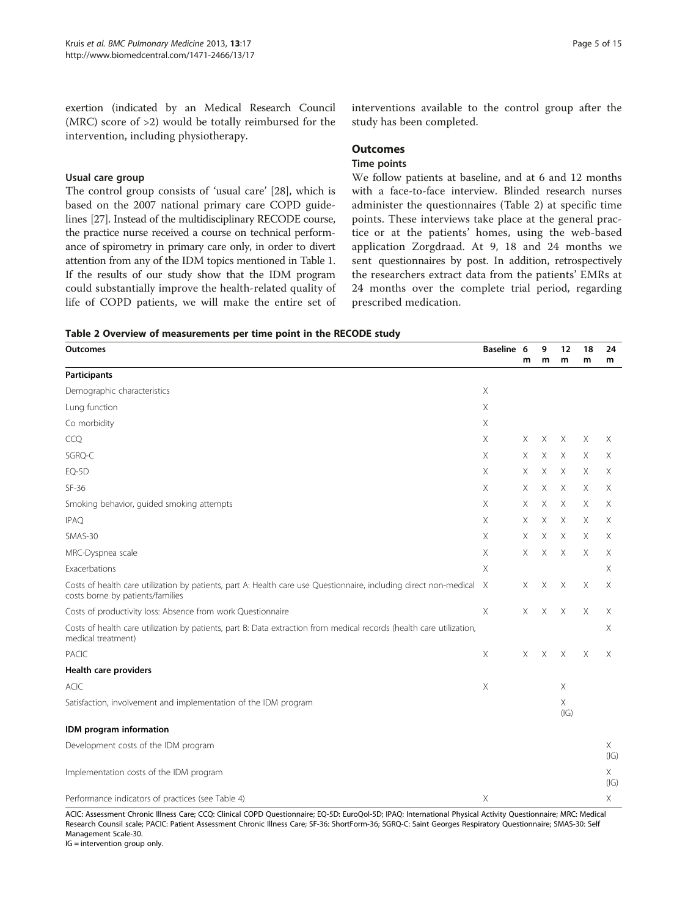exertion (indicated by an Medical Research Council (MRC) score of >2) would be totally reimbursed for the intervention, including physiotherapy.

#### Usual care group

The control group consists of 'usual care' [28], which is based on the 2007 national primary care COPD guidelines [27]. Instead of the multidisciplinary RECODE course, the practice nurse received a course on technical performance of spirometry in primary care only, in order to divert attention from any of the IDM topics mentioned in Table 1. If the results of our study show that the IDM program could substantially improve the health-related quality of life of COPD patients, we will make the entire set of interventions available to the control group after the study has been completed.

### Outcomes

#### Time points

We follow patients at baseline, and at 6 and 12 months with a face-to-face interview. Blinded research nurses administer the questionnaires (Table 2) at specific time points. These interviews take place at the general practice or at the patients' homes, using the web-based application Zorgdraad. At 9, 18 and 24 months we sent questionnaires by post. In addition, retrospectively the researchers extract data from the patients' EMRs at 24 months over the complete trial period, regarding prescribed medication.

**Table 2 Overview of measurements per time point in the RECODE study**

| Outcomes | Baseline | 6 m | 9 m | 12 m | 18 m | 24 m |
|---|---|---|---|---|---|---|
| **Participants** | | | | | | |
| Demographic characteristics | X | | | | | |
| Lung function | X | | | | | |
| Co morbidity | X | | | | | |
| CCQ | X | X | X | X | X | X |
| SGRQ-C | X | X | X | X | X | X |
| EQ-5D | X | X | X | X | X | X |
| SF-36 | X | X | X | X | X | X |
| Smoking behavior, guided smoking attempts | X | X | X | X | X | X |
| IPAQ | X | X | X | X | X | X |
| SMAS-30 | X | X | X | X | X | X |
| MRC-Dyspnea scale | X | X | X | X | X | X |
| Exacerbations | X | | | | | X |
| Costs of health care utilization by patients, part A: Health care use Questionnaire, including direct non-medical costs borne by patients/families | X | X | X | X | X | X |
| Costs of productivity loss: Absence from work Questionnaire | X | X | X | X | X | X |
| Costs of health care utilization by patients, part B: Data extraction from medical records (health care utilization, medical treatment) | | | | | | X |
| PACIC | X | X | X | X | X | X |
| **Health care providers** | | | | | | |
| ACIC | X | | | X | | |
| Satisfaction, involvement and implementation of the IDM program | | | | X (IG) | | |
| **IDM program information** | | | | | | |
| Development costs of the IDM program | | | | | | X (IG) |
| Implementation costs of the IDM program | | | | | | X (IG) |
| Performance indicators of practices (see Table 4) | X | | | | | X |

ACIC: Assessment Chronic Illness Care; CCQ: Clinical COPD Questionnaire; EQ-5D: EuroQol-5D; IPAQ: International Physical Activity Questionnaire; MRC: Medical Research Counsil scale; PACIC: Patient Assessment Chronic Illness Care; SF-36: ShortForm-36; SGRQ-C: Saint Georges Respiratory Questionnaire; SMAS-30: Self Management Scale-30.
IG = intervention group only.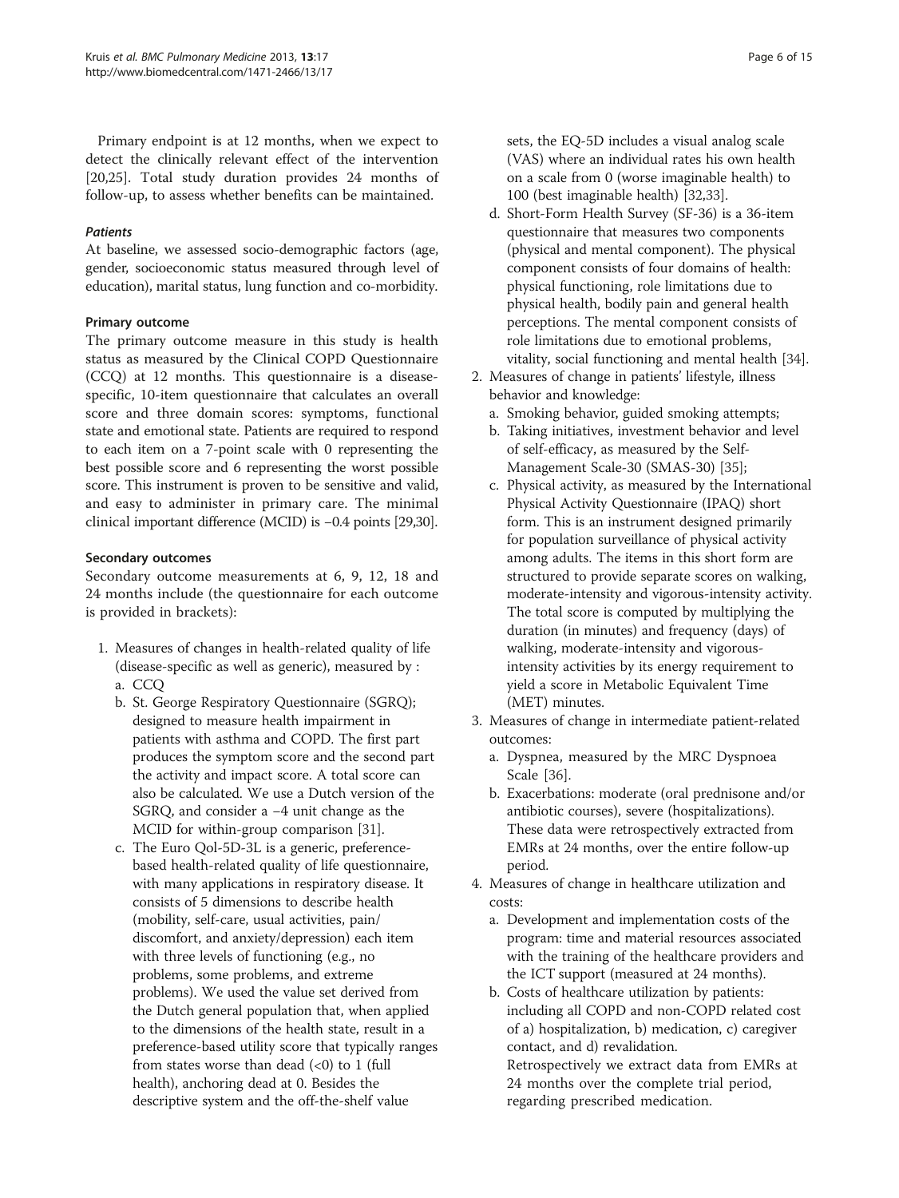Primary endpoint is at 12 months, when we expect to detect the clinically relevant effect of the intervention [20,25]. Total study duration provides 24 months of follow-up, to assess whether benefits can be maintained.

#### *Patients*

At baseline, we assessed socio-demographic factors (age, gender, socioeconomic status measured through level of education), marital status, lung function and co-morbidity.

#### Primary outcome

The primary outcome measure in this study is health status as measured by the Clinical COPD Questionnaire (CCQ) at 12 months. This questionnaire is a disease-specific, 10-item questionnaire that calculates an overall score and three domain scores: symptoms, functional state and emotional state. Patients are required to respond to each item on a 7-point scale with 0 representing the best possible score and 6 representing the worst possible score. This instrument is proven to be sensitive and valid, and easy to administer in primary care. The minimal clinical important difference (MCID) is −0.4 points [29,30].

#### Secondary outcomes

Secondary outcome measurements at 6, 9, 12, 18 and 24 months include (the questionnaire for each outcome is provided in brackets):

1. Measures of changes in health-related quality of life (disease-specific as well as generic), measured by :
   a. CCQ
   b. St. George Respiratory Questionnaire (SGRQ); designed to measure health impairment in patients with asthma and COPD. The first part produces the symptom score and the second part the activity and impact score. A total score can also be calculated. We use a Dutch version of the SGRQ, and consider a −4 unit change as the MCID for within-group comparison [31].
   c. The Euro Qol-5D-3L is a generic, preference-based health-related quality of life questionnaire, with many applications in respiratory disease. It consists of 5 dimensions to describe health (mobility, self-care, usual activities, pain/discomfort, and anxiety/depression) each item with three levels of functioning (e.g., no problems, some problems, and extreme problems). We used the value set derived from the Dutch general population that, when applied to the dimensions of the health state, result in a preference-based utility score that typically ranges from states worse than dead (<0) to 1 (full health), anchoring dead at 0. Besides the descriptive system and the off-the-shelf value sets, the EQ-5D includes a visual analog scale (VAS) where an individual rates his own health on a scale from 0 (worse imaginable health) to 100 (best imaginable health) [32,33].
   d. Short-Form Health Survey (SF-36) is a 36-item questionnaire that measures two components (physical and mental component). The physical component consists of four domains of health: physical functioning, role limitations due to physical health, bodily pain and general health perceptions. The mental component consists of role limitations due to emotional problems, vitality, social functioning and mental health [34].
2. Measures of change in patients' lifestyle, illness behavior and knowledge:
   a. Smoking behavior, guided smoking attempts;
   b. Taking initiatives, investment behavior and level of self-efficacy, as measured by the Self-Management Scale-30 (SMAS-30) [35];
   c. Physical activity, as measured by the International Physical Activity Questionnaire (IPAQ) short form. This is an instrument designed primarily for population surveillance of physical activity among adults. The items in this short form are structured to provide separate scores on walking, moderate-intensity and vigorous-intensity activity. The total score is computed by multiplying the duration (in minutes) and frequency (days) of walking, moderate-intensity and vigorous-intensity activities by its energy requirement to yield a score in Metabolic Equivalent Time (MET) minutes.
3. Measures of change in intermediate patient-related outcomes:
   a. Dyspnea, measured by the MRC Dyspnoea Scale [36].
   b. Exacerbations: moderate (oral prednisone and/or antibiotic courses), severe (hospitalizations). These data were retrospectively extracted from EMRs at 24 months, over the entire follow-up period.
4. Measures of change in healthcare utilization and costs:
   a. Development and implementation costs of the program: time and material resources associated with the training of the healthcare providers and the ICT support (measured at 24 months).
   b. Costs of healthcare utilization by patients: including all COPD and non-COPD related cost of a) hospitalization, b) medication, c) caregiver contact, and d) revalidation.
      Retrospectively we extract data from EMRs at 24 months over the complete trial period, regarding prescribed medication.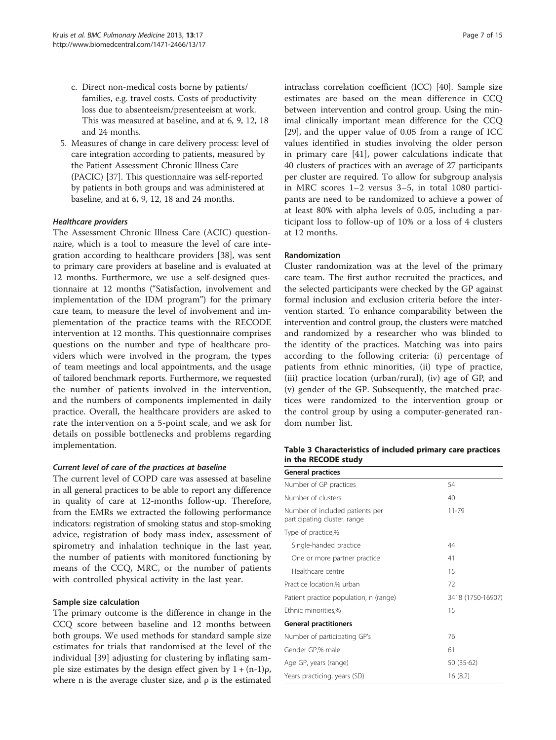c. Direct non-medical costs borne by patients/ families, e.g. travel costs. Costs of productivity loss due to absenteeism/presenteeism at work. This was measured at baseline, and at 6, 9, 12, 18 and 24 months.

5. Measures of change in care delivery process: level of care integration according to patients, measured by the Patient Assessment Chronic Illness Care (PACIC) [37]. This questionnaire was self-reported by patients in both groups and was administered at baseline, and at 6, 9, 12, 18 and 24 months.

#### *Healthcare providers*

The Assessment Chronic Illness Care (ACIC) questionnaire, which is a tool to measure the level of care integration according to healthcare providers [38], was sent to primary care providers at baseline and is evaluated at 12 months. Furthermore, we use a self-designed questionnaire at 12 months ("Satisfaction, involvement and implementation of the IDM program") for the primary care team, to measure the level of involvement and implementation of the practice teams with the RECODE intervention at 12 months. This questionnaire comprises questions on the number and type of healthcare providers which were involved in the program, the types of team meetings and local appointments, and the usage of tailored benchmark reports. Furthermore, we requested the number of patients involved in the intervention, and the numbers of components implemented in daily practice. Overall, the healthcare providers are asked to rate the intervention on a 5-point scale, and we ask for details on possible bottlenecks and problems regarding implementation.

#### *Current level of care of the practices at baseline*

The current level of COPD care was assessed at baseline in all general practices to be able to report any difference in quality of care at 12-months follow-up. Therefore, from the EMRs we extracted the following performance indicators: registration of smoking status and stop-smoking advice, registration of body mass index, assessment of spirometry and inhalation technique in the last year, the number of patients with monitored functioning by means of the CCQ, MRC, or the number of patients with controlled physical activity in the last year.

### Sample size calculation

The primary outcome is the difference in change in the CCQ score between baseline and 12 months between both groups. We used methods for standard sample size estimates for trials that randomised at the level of the individual [39] adjusting for clustering by inflating sample size estimates by the design effect given by $1 + (n-1)\rho$, where n is the average cluster size, and $\rho$ is the estimated intraclass correlation coefficient (ICC) [40]. Sample size estimates are based on the mean difference in CCQ between intervention and control group. Using the minimal clinically important mean difference for the CCQ [29], and the upper value of 0.05 from a range of ICC values identified in studies involving the older person in primary care [41], power calculations indicate that 40 clusters of practices with an average of 27 participants per cluster are required. To allow for subgroup analysis in MRC scores 1–2 versus 3–5, in total 1080 participants are need to be randomized to achieve a power of at least 80% with alpha levels of 0.05, including a participant loss to follow-up of 10% or a loss of 4 clusters at 12 months.

### Randomization

Cluster randomization was at the level of the primary care team. The first author recruited the practices, and the selected participants were checked by the GP against formal inclusion and exclusion criteria before the intervention started. To enhance comparability between the intervention and control group, the clusters were matched and randomized by a researcher who was blinded to the identity of the practices. Matching was into pairs according to the following criteria: (i) percentage of patients from ethnic minorities, (ii) type of practice, (iii) practice location (urban/rural), (iv) age of GP, and (v) gender of the GP. Subsequently, the matched practices were randomized to the intervention group or the control group by using a computer-generated random number list.

**Table 3 Characteristics of included primary care practices in the RECODE study**

| **General practices** | |
|---|---|
| Number of GP practices | 54 |
| Number of clusters | 40 |
| Number of included patients per participating cluster, range | 11-79 |
| Type of practice,% | |
| Single-handed practice | 44 |
| One or more partner practice | 41 |
| Healthcare centre | 15 |
| Practice location,% urban | 72 |
| Patient practice population, n (range) | 3418 (1750-16907) |
| Ethnic minorities,% | 15 |
| **General practitioners** | |
| Number of participating GP's | 76 |
| Gender GP,% male | 61 |
| Age GP, years (range) | 50 (35-62) |
| Years practicing, years (SD) | 16 (8.2) |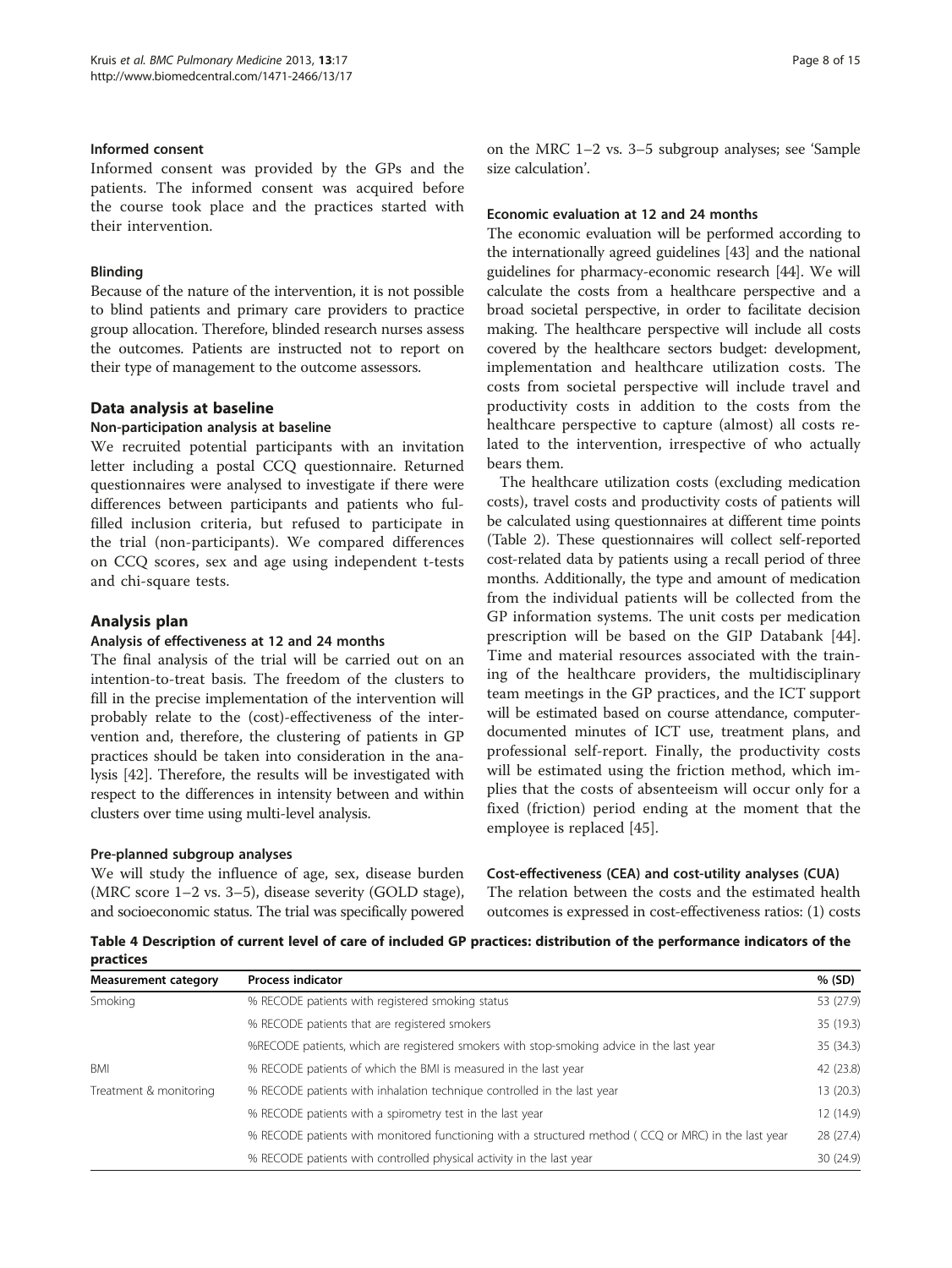### Informed consent

Informed consent was provided by the GPs and the patients. The informed consent was acquired before the course took place and the practices started with their intervention.

### Blinding

Because of the nature of the intervention, it is not possible to blind patients and primary care providers to practice group allocation. Therefore, blinded research nurses assess the outcomes. Patients are instructed not to report on their type of management to the outcome assessors.

## Data analysis at baseline

### Non-participation analysis at baseline

We recruited potential participants with an invitation letter including a postal CCQ questionnaire. Returned questionnaires were analysed to investigate if there were differences between participants and patients who fulfilled inclusion criteria, but refused to participate in the trial (non-participants). We compared differences on CCQ scores, sex and age using independent t-tests and chi-square tests.

## Analysis plan

### Analysis of effectiveness at 12 and 24 months

The final analysis of the trial will be carried out on an intention-to-treat basis. The freedom of the clusters to fill in the precise implementation of the intervention will probably relate to the (cost)-effectiveness of the intervention and, therefore, the clustering of patients in GP practices should be taken into consideration in the analysis [42]. Therefore, the results will be investigated with respect to the differences in intensity between and within clusters over time using multi-level analysis.

### Pre-planned subgroup analyses

We will study the influence of age, sex, disease burden (MRC score 1–2 vs. 3–5), disease severity (GOLD stage), and socioeconomic status. The trial was specifically powered on the MRC 1–2 vs. 3–5 subgroup analyses; see 'Sample size calculation'.

### Economic evaluation at 12 and 24 months

The economic evaluation will be performed according to the internationally agreed guidelines [43] and the national guidelines for pharmacy-economic research [44]. We will calculate the costs from a healthcare perspective and a broad societal perspective, in order to facilitate decision making. The healthcare perspective will include all costs covered by the healthcare sectors budget: development, implementation and healthcare utilization costs. The costs from societal perspective will include travel and productivity costs in addition to the costs from the healthcare perspective to capture (almost) all costs related to the intervention, irrespective of who actually bears them.

The healthcare utilization costs (excluding medication costs), travel costs and productivity costs of patients will be calculated using questionnaires at different time points (Table 2). These questionnaires will collect self-reported cost-related data by patients using a recall period of three months. Additionally, the type and amount of medication from the individual patients will be collected from the GP information systems. The unit costs per medication prescription will be based on the GIP Databank [44]. Time and material resources associated with the training of the healthcare providers, the multidisciplinary team meetings in the GP practices, and the ICT support will be estimated based on course attendance, computer-documented minutes of ICT use, treatment plans, and professional self-report. Finally, the productivity costs will be estimated using the friction method, which implies that the costs of absenteeism will occur only for a fixed (friction) period ending at the moment that the employee is replaced [45].

### Cost-effectiveness (CEA) and cost-utility analyses (CUA)

The relation between the costs and the estimated health outcomes is expressed in cost-effectiveness ratios: (1) costs

**Table 4 Description of current level of care of included GP practices: distribution of the performance indicators of the practices**

| Measurement category | Process indicator | % (SD) |
|---|---|---|
| Smoking | % RECODE patients with registered smoking status | 53 (27.9) |
| | % RECODE patients that are registered smokers | 35 (19.3) |
| | %RECODE patients, which are registered smokers with stop-smoking advice in the last year | 35 (34.3) |
| BMI | % RECODE patients of which the BMI is measured in the last year | 42 (23.8) |
| Treatment & monitoring | % RECODE patients with inhalation technique controlled in the last year | 13 (20.3) |
| | % RECODE patients with a spirometry test in the last year | 12 (14.9) |
| | % RECODE patients with monitored functioning with a structured method ( CCQ or MRC) in the last year | 28 (27.4) |
| | % RECODE patients with controlled physical activity in the last year | 30 (24.9) |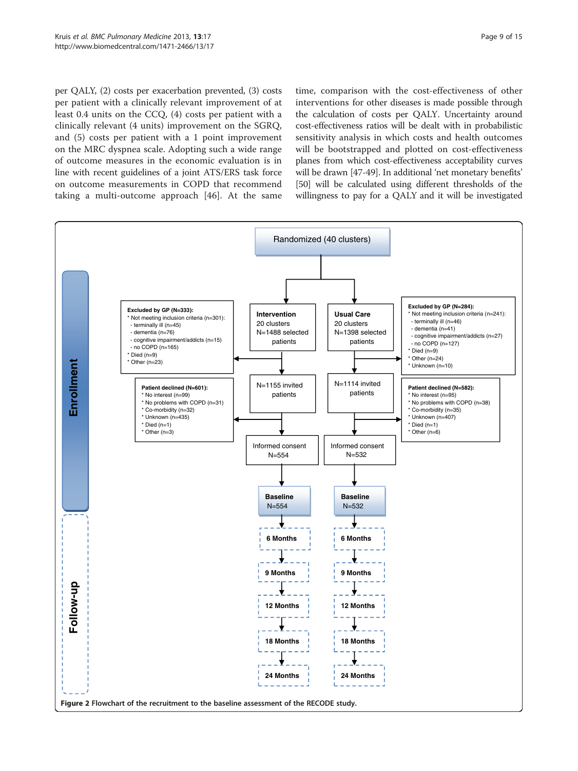per QALY, (2) costs per exacerbation prevented, (3) costs per patient with a clinically relevant improvement of at least 0.4 units on the CCQ, (4) costs per patient with a clinically relevant (4 units) improvement on the SGRQ, and (5) costs per patient with a 1 point improvement on the MRC dyspnea scale. Adopting such a wide range of outcome measures in the economic evaluation is in line with recent guidelines of a joint ATS/ERS task force on outcome measurements in COPD that recommend taking a multi-outcome approach [46]. At the same time, comparison with the cost-effectiveness of other interventions for other diseases is made possible through the calculation of costs per QALY. Uncertainty around cost-effectiveness ratios will be dealt with in probabilistic sensitivity analysis in which costs and health outcomes will be bootstrapped and plotted on cost-effectiveness planes from which cost-effectiveness acceptability curves will be drawn [47-49]. In additional 'net monetary benefits' [50] will be calculated using different thresholds of the willingness to pay for a QALY and it will be investigated

**Enrollment**

Randomized (40 clusters)

| Excluded by GP (N=333) | Intervention | Usual Care | Excluded by GP (N=284) |
|---|---|---|---|
| * Not meeting inclusion criteria (n=301): - terminally ill (n=45) - dementia (n=76) - cognitive impairment/addicts (n=15) - no COPD (n=165); * Died (n=9); * Other (n=23) | 20 clusters, N=1488 selected patients | 20 clusters, N=1398 selected patients | * Not meeting inclusion criteria (n=241): - terminally ill (n=46) - dementia (n=41) - cognitive impairment/addicts (n=27) - no COPD (n=127); * Died (n=9); * Other (n=24); * Unknown (n=10) |

| Patient declined (N=601) | Intervention | Usual Care | Patient declined (N=582) |
|---|---|---|---|
| * No interest (n=99); * No problems with COPD (n=31); * Co-morbidity (n=32); * Unknown (n=435); * Died (n=1); * Other (n=3) | N=1155 invited patients | N=1114 invited patients | * No interest (n=95); * No problems with COPD (n=38); * Co-morbidity (n=35); * Unknown (n=407); * Died (n=1); * Other (n=6) |

| | Intervention | Usual Care |
|---|---|---|
| Informed consent | N=554 | N=532 |
| Baseline | N=554 | N=532 |

**Follow-up**

6 Months → 9 Months → 12 Months → 18 Months → 24 Months (both arms)

**Figure 2** Flowchart of the recruitment to the baseline assessment of the RECODE study.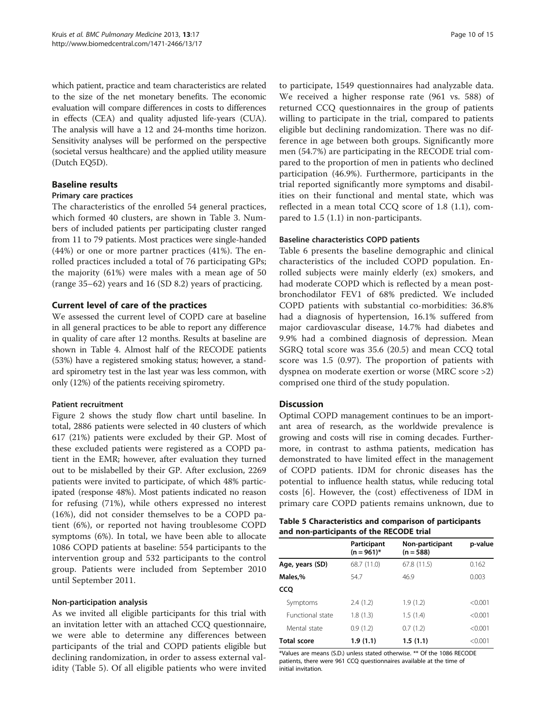which patient, practice and team characteristics are related to the size of the net monetary benefits. The economic evaluation will compare differences in costs to differences in effects (CEA) and quality adjusted life-years (CUA). The analysis will have a 12 and 24-months time horizon. Sensitivity analyses will be performed on the perspective (societal versus healthcare) and the applied utility measure (Dutch EQ5D).

## Baseline results

### Primary care practices

The characteristics of the enrolled 54 general practices, which formed 40 clusters, are shown in Table 3. Numbers of included patients per participating cluster ranged from 11 to 79 patients. Most practices were single-handed (44%) or one or more partner practices (41%). The enrolled practices included a total of 76 participating GPs; the majority (61%) were males with a mean age of 50 (range 35–62) years and 16 (SD 8.2) years of practicing.

## Current level of care of the practices

We assessed the current level of COPD care at baseline in all general practices to be able to report any difference in quality of care after 12 months. Results at baseline are shown in Table 4. Almost half of the RECODE patients (53%) have a registered smoking status; however, a standard spirometry test in the last year was less common, with only (12%) of the patients receiving spirometry.

### Patient recruitment

Figure 2 shows the study flow chart until baseline. In total, 2886 patients were selected in 40 clusters of which 617 (21%) patients were excluded by their GP. Most of these excluded patients were registered as a COPD patient in the EMR; however, after evaluation they turned out to be mislabelled by their GP. After exclusion, 2269 patients were invited to participate, of which 48% participated (response 48%). Most patients indicated no reason for refusing (71%), while others expressed no interest (16%), did not consider themselves to be a COPD patient (6%), or reported not having troublesome COPD symptoms (6%). In total, we have been able to allocate 1086 COPD patients at baseline: 554 participants to the intervention group and 532 participants to the control group. Patients were included from September 2010 until September 2011.

### Non-participation analysis

As we invited all eligible participants for this trial with an invitation letter with an attached CCQ questionnaire, we were able to determine any differences between participants of the trial and COPD patients eligible but declining randomization, in order to assess external validity (Table 5). Of all eligible patients who were invited to participate, 1549 questionnaires had analyzable data. We received a higher response rate (961 vs. 588) of returned CCQ questionnaires in the group of patients willing to participate in the trial, compared to patients eligible but declining randomization. There was no difference in age between both groups. Significantly more men (54.7%) are participating in the RECODE trial compared to the proportion of men in patients who declined participation (46.9%). Furthermore, participants in the trial reported significantly more symptoms and disabilities on their functional and mental state, which was reflected in a mean total CCQ score of 1.8 (1.1), compared to 1.5 (1.1) in non-participants.

### Baseline characteristics COPD patients

Table 6 presents the baseline demographic and clinical characteristics of the included COPD population. Enrolled subjects were mainly elderly (ex) smokers, and had moderate COPD which is reflected by a mean post-bronchodilator FEV1 of 68% predicted. We included COPD patients with substantial co-morbidities: 36.8% had a diagnosis of hypertension, 16.1% suffered from major cardiovascular disease, 14.7% had diabetes and 9.9% had a combined diagnosis of depression. Mean SGRQ total score was 35.6 (20.5) and mean CCQ total score was 1.5 (0.97). The proportion of patients with dyspnea on moderate exertion or worse (MRC score >2) comprised one third of the study population.

## Discussion

Optimal COPD management continues to be an important area of research, as the worldwide prevalence is growing and costs will rise in coming decades. Furthermore, in contrast to asthma patients, medication has demonstrated to have limited effect in the management of COPD patients. IDM for chronic diseases has the potential to influence health status, while reducing total costs [6]. However, the (cost) effectiveness of IDM in primary care COPD patients remains unknown, due to

**Table 5 Characteristics and comparison of participants and non-participants of the RECODE trial**

| | Participant (n = 961)* | Non-participant (n = 588) | p-value |
|---|---|---|---|
| **Age, years (SD)** | 68.7 (11.0) | 67.8 (11.5) | 0.162 |
| **Males,%** | 54.7 | 46.9 | 0.003 |
| **CCQ** | | | |
| Symptoms | 2.4 (1.2) | 1.9 (1.2) | <0.001 |
| Functional state | 1.8 (1.3) | 1.5 (1.4) | <0.001 |
| Mental state | 0.9 (1.2) | 0.7 (1.2) | <0.001 |
| **Total score** | **1.9 (1.1)** | **1.5 (1.1)** | <0.001 |

*Values are means (S.D.) unless stated otherwise. ** Of the 1086 RECODE patients, there were 961 CCQ questionnaires available at the time of initial invitation.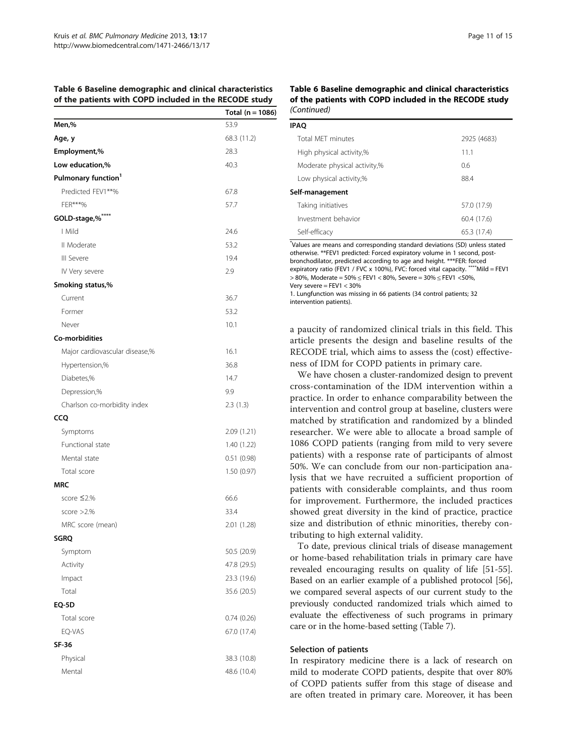**Table 6 Baseline demographic and clinical characteristics of the patients with COPD included in the RECODE study**

| | Total (n = 1086) |
|---|---|
| **Men,%** | 53.9 |
| **Age, y** | 68.3 (11.2) |
| **Employment,%** | 28.3 |
| **Low education,%** | 40.3 |
| **Pulmonary function[1]** | |
| Predicted FEV1**% | 67.8 |
| FER***% | 57.7 |
| **GOLD-stage,%******** | |
| I Mild | 24.6 |
| II Moderate | 53.2 |
| III Severe | 19.4 |
| IV Very severe | 2.9 |
| **Smoking status,%** | |
| Current | 36.7 |
| Former | 53.2 |
| Never | 10.1 |
| **Co-morbidities** | |
| Major cardiovascular disease,% | 16.1 |
| Hypertension,% | 36.8 |
| Diabetes,% | 14.7 |
| Depression,% | 9.9 |
| Charlson co-morbidity index | 2.3 (1.3) |
| **CCQ** | |
| Symptoms | 2.09 (1.21) |
| Functional state | 1.40 (1.22) |
| Mental state | 0.51 (0.98) |
| Total score | 1.50 (0.97) |
| **MRC** | |
| score ≤2.% | 66.6 |
| score >2.% | 33.4 |
| MRC score (mean) | 2.01 (1.28) |
| **SGRQ** | |
| Symptom | 50.5 (20.9) |
| Activity | 47.8 (29.5) |
| Impact | 23.3 (19.6) |
| Total | 35.6 (20.5) |
| **EQ-5D** | |
| Total score | 0.74 (0.26) |
| EQ-VAS | 67.0 (17.4) |
| **SF-36** | |
| Physical | 38.3 (10.8) |
| Mental | 48.6 (10.4) |
| **IPAQ** | |
| Total MET minutes | 2925 (4683) |
| High physical activity,% | 11.1 |
| Moderate physical activity,% | 0.6 |
| Low physical activity,% | 88.4 |
| **Self-management** | |
| Taking initiatives | 57.0 (17.9) |
| Investment behavior | 60.4 (17.6) |
| Self-efficacy | 65.3 (17.4) |

*Values are means and corresponding standard deviations (SD) unless stated otherwise. **FEV1 predicted: Forced expiratory volume in 1 second, post-bronchodilator, predicted according to age and height. ***FER: forced expiratory ratio (FEV1 / FVC x 100%), FVC: forced vital capacity. ****Mild = FEV1 > 80%, Moderate = 50% ≤ FEV1 < 80%, Severe = 30% ≤ FEV1 <50%, Very severe = FEV1 < 30%
1. Lungfunction was missing in 66 patients (34 control patients; 32 intervention patients).

a paucity of randomized clinical trials in this field. This article presents the design and baseline results of the RECODE trial, which aims to assess the (cost) effectiveness of IDM for COPD patients in primary care.

We have chosen a cluster-randomized design to prevent cross-contamination of the IDM intervention within a practice. In order to enhance comparability between the intervention and control group at baseline, clusters were matched by stratification and randomized by a blinded researcher. We were able to allocate a broad sample of 1086 COPD patients (ranging from mild to very severe patients) with a response rate of participants of almost 50%. We can conclude from our non-participation analysis that we have recruited a sufficient proportion of patients with considerable complaints, and thus room for improvement. Furthermore, the included practices showed great diversity in the kind of practice, practice size and distribution of ethnic minorities, thereby contributing to high external validity.

To date, previous clinical trials of disease management or home-based rehabilitation trials in primary care have revealed encouraging results on quality of life [51-55]. Based on an earlier example of a published protocol [56], we compared several aspects of our current study to the previously conducted randomized trials which aimed to evaluate the effectiveness of such programs in primary care or in the home-based setting (Table 7).

### Selection of patients

In respiratory medicine there is a lack of research on mild to moderate COPD patients, despite that over 80% of COPD patients suffer from this stage of disease and are often treated in primary care. Moreover, it has been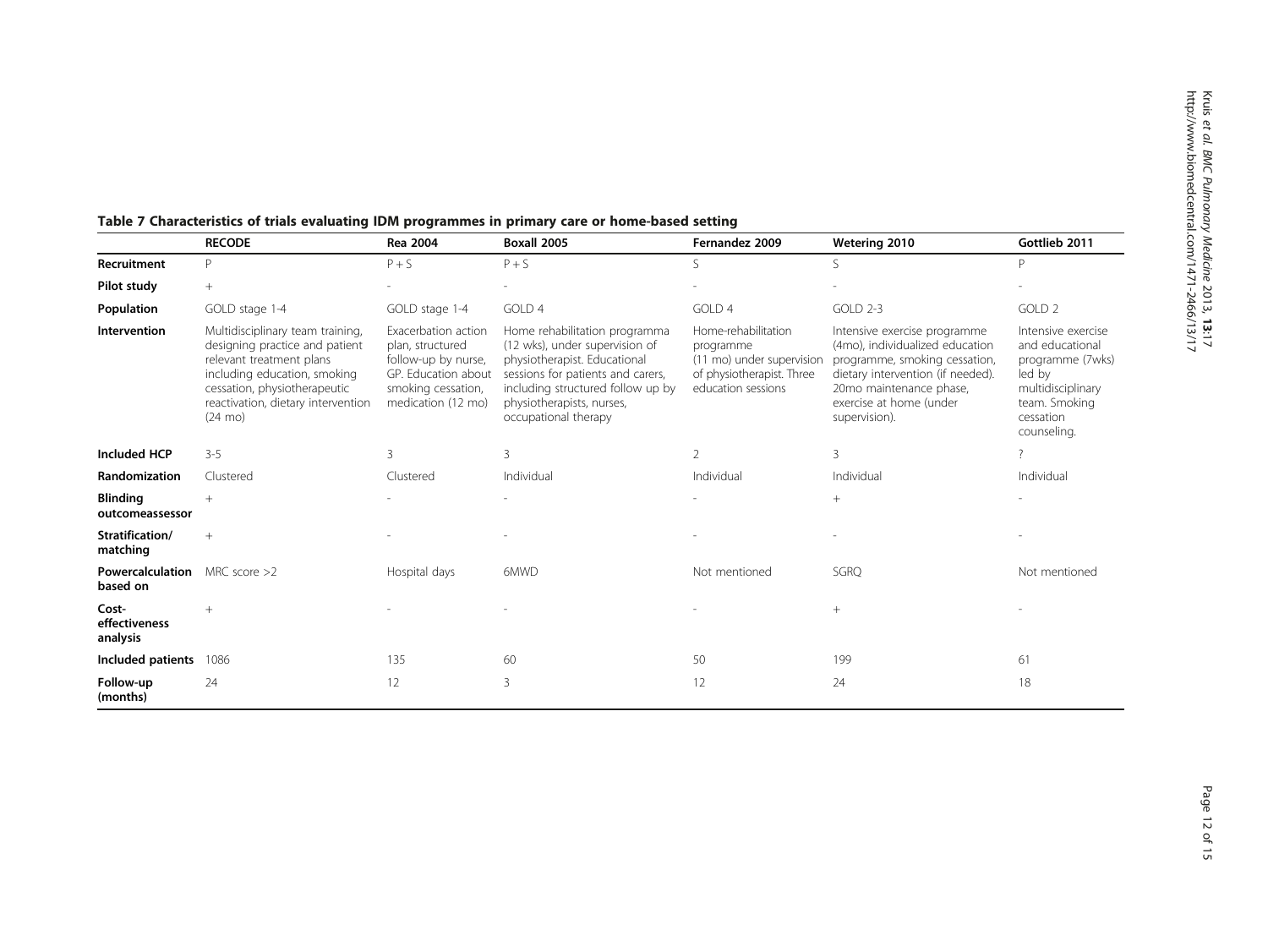**Table 7 Characteristics of trials evaluating IDM programmes in primary care or home-based setting**

| | RECODE | Rea 2004 | Boxall 2005 | Fernandez 2009 | Wetering 2010 | Gottlieb 2011 |
|---|---|---|---|---|---|---|
| **Recruitment** | P | P + S | P + S | S | S | P |
| **Pilot study** | + | - | - | - | - | - |
| **Population** | GOLD stage 1-4 | GOLD stage 1-4 | GOLD 4 | GOLD 4 | GOLD 2-3 | GOLD 2 |
| **Intervention** | Multidisciplinary team training, designing practice and patient relevant treatment plans including education, smoking cessation, physiotherapeutic reactivation, dietary intervention (24 mo) | Exacerbation action plan, structured follow-up by nurse, GP. Education about smoking cessation, medication (12 mo) | Home rehabilitation programma (12 wks), under supervision of physiotherapist. Educational sessions for patients and carers, including structured follow up by physiotherapists, nurses, occupational therapy | Home-rehabilitation programme (11 mo) under supervision of physiotherapist. Three education sessions | Intensive exercise programme (4mo), individualized education programme, smoking cessation, dietary intervention (if needed). 20mo maintenance phase, exercise at home (under supervision). | Intensive exercise and educational programme (7wks) led by multidisciplinary team. Smoking cessation counseling. |
| **Included HCP** | 3-5 | 3 | 3 | 2 | 3 | ? |
| **Randomization** | Clustered | Clustered | Individual | Individual | Individual | Individual |
| **Blinding outcomeassessor** | + | - | - | - | + | - |
| **Stratification/ matching** | + | - | - | - | - | - |
| **Powercalculation based on** | MRC score >2 | Hospital days | 6MWD | Not mentioned | SGRQ | Not mentioned |
| **Cost-effectiveness analysis** | + | - | - | - | + | - |
| **Included patients** | 1086 | 135 | 60 | 50 | 199 | 61 |
| **Follow-up (months)** | 24 | 12 | 3 | 12 | 24 | 18 |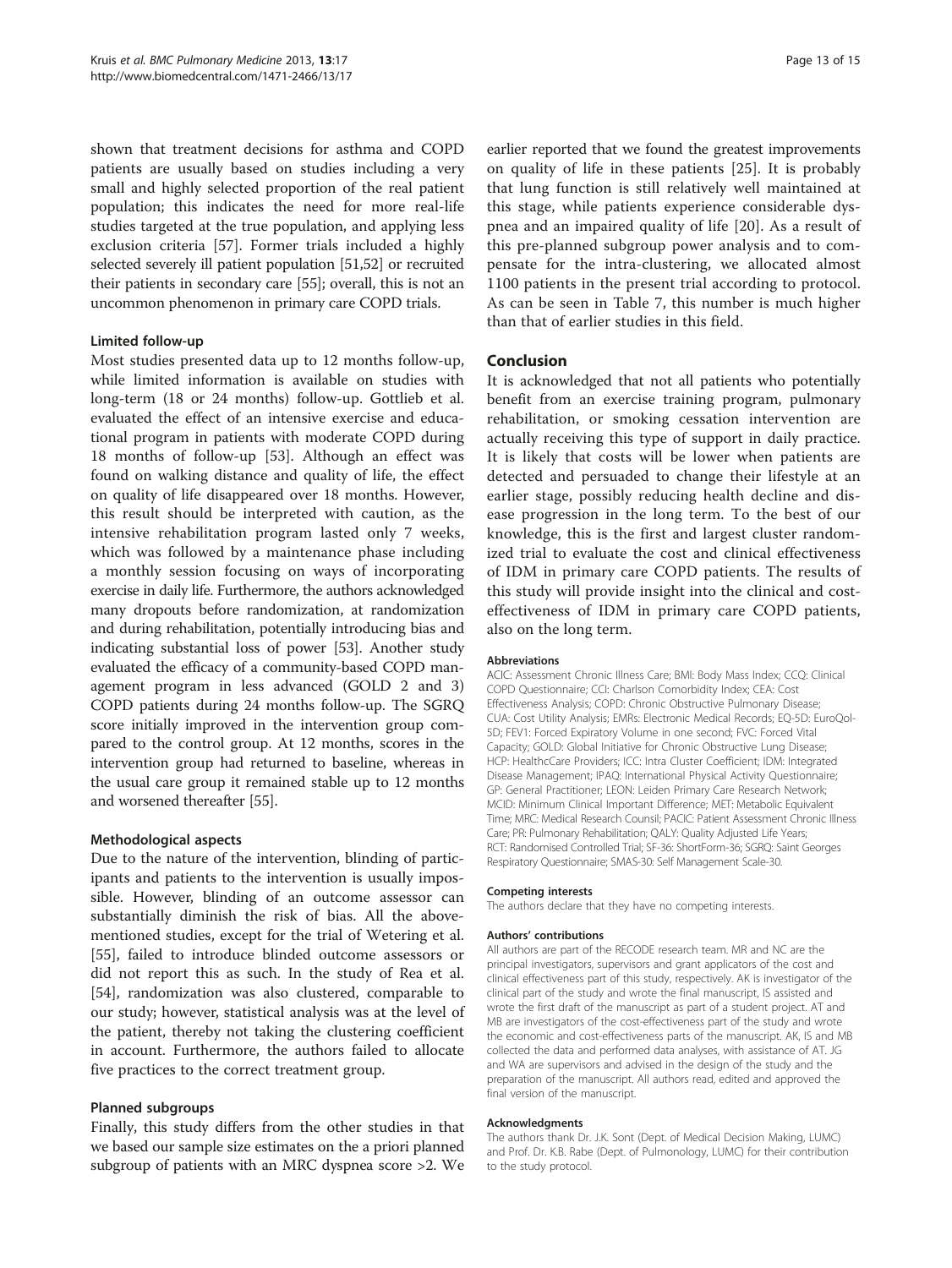shown that treatment decisions for asthma and COPD patients are usually based on studies including a very small and highly selected proportion of the real patient population; this indicates the need for more real-life studies targeted at the true population, and applying less exclusion criteria [57]. Former trials included a highly selected severely ill patient population [51,52] or recruited their patients in secondary care [55]; overall, this is not an uncommon phenomenon in primary care COPD trials.

#### Limited follow-up

Most studies presented data up to 12 months follow-up, while limited information is available on studies with long-term (18 or 24 months) follow-up. Gottlieb et al. evaluated the effect of an intensive exercise and educational program in patients with moderate COPD during 18 months of follow-up [53]. Although an effect was found on walking distance and quality of life, the effect on quality of life disappeared over 18 months. However, this result should be interpreted with caution, as the intensive rehabilitation program lasted only 7 weeks, which was followed by a maintenance phase including a monthly session focusing on ways of incorporating exercise in daily life. Furthermore, the authors acknowledged many dropouts before randomization, at randomization and during rehabilitation, potentially introducing bias and indicating substantial loss of power [53]. Another study evaluated the efficacy of a community-based COPD management program in less advanced (GOLD 2 and 3) COPD patients during 24 months follow-up. The SGRQ score initially improved in the intervention group compared to the control group. At 12 months, scores in the intervention group had returned to baseline, whereas in the usual care group it remained stable up to 12 months and worsened thereafter [55].

#### Methodological aspects

Due to the nature of the intervention, blinding of participants and patients to the intervention is usually impossible. However, blinding of an outcome assessor can substantially diminish the risk of bias. All the above-mentioned studies, except for the trial of Wetering et al. [55], failed to introduce blinded outcome assessors or did not report this as such. In the study of Rea et al. [54], randomization was also clustered, comparable to our study; however, statistical analysis was at the level of the patient, thereby not taking the clustering coefficient in account. Furthermore, the authors failed to allocate five practices to the correct treatment group.

#### Planned subgroups

Finally, this study differs from the other studies in that we based our sample size estimates on the a priori planned subgroup of patients with an MRC dyspnea score >2. We earlier reported that we found the greatest improvements on quality of life in these patients [25]. It is probably that lung function is still relatively well maintained at this stage, while patients experience considerable dyspnea and an impaired quality of life [20]. As a result of this pre-planned subgroup power analysis and to compensate for the intra-clustering, we allocated almost 1100 patients in the present trial according to protocol. As can be seen in Table 7, this number is much higher than that of earlier studies in this field.

## Conclusion

It is acknowledged that not all patients who potentially benefit from an exercise training program, pulmonary rehabilitation, or smoking cessation intervention are actually receiving this type of support in daily practice. It is likely that costs will be lower when patients are detected and persuaded to change their lifestyle at an earlier stage, possibly reducing health decline and disease progression in the long term. To the best of our knowledge, this is the first and largest cluster randomized trial to evaluate the cost and clinical effectiveness of IDM in primary care COPD patients. The results of this study will provide insight into the clinical and cost-effectiveness of IDM in primary care COPD patients, also on the long term.

#### Abbreviations

ACIC: Assessment Chronic Illness Care; BMI: Body Mass Index; CCQ: Clinical COPD Questionnaire; CCI: Charlson Comorbidity Index; CEA: Cost Effectiveness Analysis; COPD: Chronic Obstructive Pulmonary Disease; CUA: Cost Utility Analysis; EMRs: Electronic Medical Records; EQ-5D: EuroQol-5D; FEV1: Forced Expiratory Volume in one second; FVC: Forced Vital Capacity; GOLD: Global Initiative for Chronic Obstructive Lung Disease; HCP: HealthcCare Providers; ICC: Intra Cluster Coefficient; IDM: Integrated Disease Management; IPAQ: International Physical Activity Questionnaire; GP: General Practitioner; LEON: Leiden Primary Care Research Network; MCID: Minimum Clinical Important Difference; MET: Metabolic Equivalent Time; MRC: Medical Research Counsil; PACIC: Patient Assessment Chronic Illness Care; PR: Pulmonary Rehabilitation; QALY: Quality Adjusted Life Years; RCT: Randomised Controlled Trial; SF-36: ShortForm-36; SGRQ: Saint Georges Respiratory Questionnaire; SMAS-30: Self Management Scale-30.

#### Competing interests

The authors declare that they have no competing interests.

#### Authors' contributions

All authors are part of the RECODE research team. MR and NC are the principal investigators, supervisors and grant applicators of the cost and clinical effectiveness part of this study, respectively. AK is investigator of the clinical part of the study and wrote the final manuscript, IS assisted and wrote the first draft of the manuscript as part of a student project. AT and MB are investigators of the cost-effectiveness part of the study and wrote the economic and cost-effectiveness parts of the manuscript. AK, IS and MB collected the data and performed data analyses, with assistance of AT. JG and WA are supervisors and advised in the design of the study and the preparation of the manuscript. All authors read, edited and approved the final version of the manuscript.

#### Acknowledgments

The authors thank Dr. J.K. Sont (Dept. of Medical Decision Making, LUMC) and Prof. Dr. K.B. Rabe (Dept. of Pulmonology, LUMC) for their contribution to the study protocol.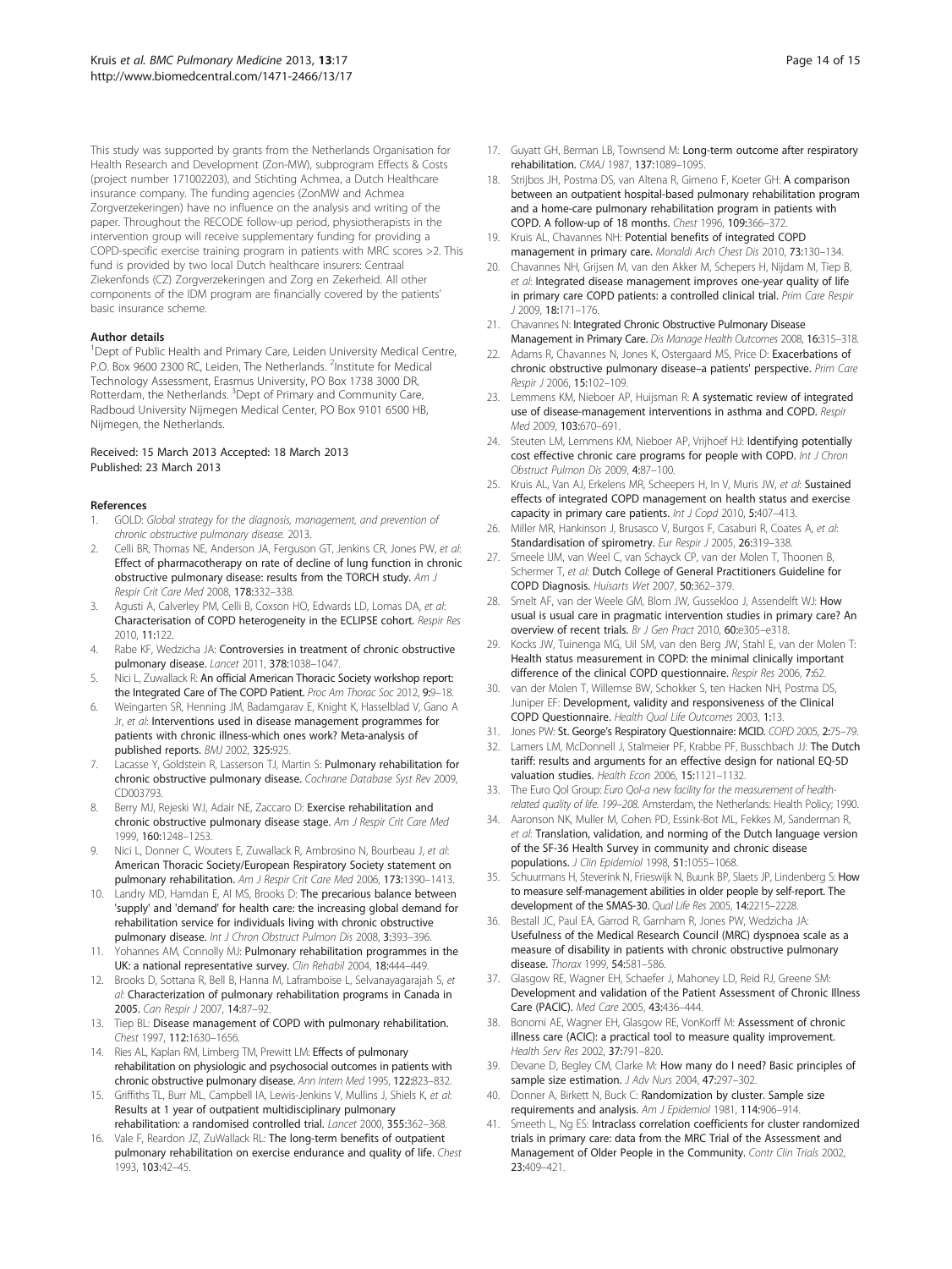This study was supported by grants from the Netherlands Organisation for Health Research and Development (Zon-MW), subprogram Effects & Costs (project number 171002203), and Stichting Achmea, a Dutch Healthcare insurance company. The funding agencies (ZonMW and Achmea Zorgverzekeringen) have no influence on the analysis and writing of the paper. Throughout the RECODE follow-up period, physiotherapists in the intervention group will receive supplementary funding for providing a COPD-specific exercise training program in patients with MRC scores >2. This fund is provided by two local Dutch healthcare insurers: Centraal Ziekenfonds (CZ) Zorgverzekeringen and Zorg en Zekerheid. All other components of the IDM program are financially covered by the patients' basic insurance scheme.

#### Author details

[1]Dept of Public Health and Primary Care, Leiden University Medical Centre, P.O. Box 9600 2300 RC, Leiden, The Netherlands. [2]Institute for Medical Technology Assessment, Erasmus University, PO Box 1738 3000 DR, Rotterdam, the Netherlands. [3]Dept of Primary and Community Care, Radboud University Nijmegen Medical Center, PO Box 9101 6500 HB, Nijmegen, the Netherlands.

Received: 15 March 2013 Accepted: 18 March 2013
Published: 23 March 2013

#### References

1. GOLD: *Global strategy for the diagnosis, management, and prevention of chronic obstructive pulmonary disease.* 2013.
2. Celli BR, Thomas NE, Anderson JA, Ferguson GT, Jenkins CR, Jones PW, *et al*: **Effect of pharmacotherapy on rate of decline of lung function in chronic obstructive pulmonary disease: results from the TORCH study.** *Am J Respir Crit Care Med* 2008, **178:**332–338.
3. Agusti A, Calverley PM, Celli B, Coxson HO, Edwards LD, Lomas DA, *et al*: **Characterisation of COPD heterogeneity in the ECLIPSE cohort.** *Respir Res* 2010, **11:**122.
4. Rabe KF, Wedzicha JA: **Controversies in treatment of chronic obstructive pulmonary disease.** *Lancet* 2011, **378:**1038–1047.
5. Nici L, Zuwallack R: **An official American Thoracic Society workshop report: the Integrated Care of The COPD Patient.** *Proc Am Thorac Soc* 2012, **9:**9–18.
6. Weingarten SR, Henning JM, Badamgarav E, Knight K, Hasselblad V, Gano A Jr, *et al*: **Interventions used in disease management programmes for patients with chronic illness-which ones work? Meta-analysis of published reports.** *BMJ* 2002, **325:**925.
7. Lacasse Y, Goldstein R, Lasserson TJ, Martin S: **Pulmonary rehabilitation for chronic obstructive pulmonary disease.** *Cochrane Database Syst Rev* 2009, CD003793.
8. Berry MJ, Rejeski WJ, Adair NE, Zaccaro D: **Exercise rehabilitation and chronic obstructive pulmonary disease stage.** *Am J Respir Crit Care Med* 1999, **160:**1248–1253.
9. Nici L, Donner C, Wouters E, Zuwallack R, Ambrosino N, Bourbeau J, *et al*: **American Thoracic Society/European Respiratory Society statement on pulmonary rehabilitation.** *Am J Respir Crit Care Med* 2006, **173:**1390–1413.
10. Landry MD, Hamdan E, Al MS, Brooks D: **The precarious balance between 'supply' and 'demand' for health care: the increasing global demand for rehabilitation service for individuals living with chronic obstructive pulmonary disease.** *Int J Chron Obstruct Pulmon Dis* 2008, **3:**393–396.
11. Yohannes AM, Connolly MJ: **Pulmonary rehabilitation programmes in the UK: a national representative survey.** *Clin Rehabil* 2004, **18:**444–449.
12. Brooks D, Sottana R, Bell B, Hanna M, Laframboise L, Selvanayagarajah S, *et al*: **Characterization of pulmonary rehabilitation programs in Canada in 2005.** *Can Respir J* 2007, **14:**87–92.
13. Tiep BL: **Disease management of COPD with pulmonary rehabilitation.** *Chest* 1997, **112:**1630–1656.
14. Ries AL, Kaplan RM, Limberg TM, Prewitt LM: **Effects of pulmonary rehabilitation on physiologic and psychosocial outcomes in patients with chronic obstructive pulmonary disease.** *Ann Intern Med* 1995, **122:**823–832.
15. Griffiths TL, Burr ML, Campbell IA, Lewis-Jenkins V, Mullins J, Shiels K, *et al*: **Results at 1 year of outpatient multidisciplinary pulmonary rehabilitation: a randomised controlled trial.** *Lancet* 2000, **355:**362–368.
16. Vale F, Reardon JZ, ZuWallack RL: **The long-term benefits of outpatient pulmonary rehabilitation on exercise endurance and quality of life.** *Chest* 1993, **103:**42–45.
17. Guyatt GH, Berman LB, Townsend M: **Long-term outcome after respiratory rehabilitation.** *CMAJ* 1987, **137:**1089–1095.
18. Strijbos JH, Postma DS, van Altena R, Gimeno F, Koeter GH: **A comparison between an outpatient hospital-based pulmonary rehabilitation program and a home-care pulmonary rehabilitation program in patients with COPD. A follow-up of 18 months.** *Chest* 1996, **109:**366–372.
19. Kruis AL, Chavannes NH: **Potential benefits of integrated COPD management in primary care.** *Monaldi Arch Chest Dis* 2010, **73:**130–134.
20. Chavannes NH, Grijsen M, van den Akker M, Schepers H, Nijdam M, Tiep B, *et al*: **Integrated disease management improves one-year quality of life in primary care COPD patients: a controlled clinical trial.** *Prim Care Respir J* 2009, **18:**171–176.
21. Chavannes N: **Integrated Chronic Obstructive Pulmonary Disease Management in Primary Care.** *Dis Manage Health Outcomes* 2008, **16:**315–318.
22. Adams R, Chavannes N, Jones K, Ostergaard MS, Price D: **Exacerbations of chronic obstructive pulmonary disease–a patients' perspective.** *Prim Care Respir J* 2006, **15:**102–109.
23. Lemmens KM, Nieboer AP, Huijsman R: **A systematic review of integrated use of disease-management interventions in asthma and COPD.** *Respir Med* 2009, **103:**670–691.
24. Steuten LM, Lemmens KM, Nieboer AP, Vrijhoef HJ: **Identifying potentially cost effective chronic care programs for people with COPD.** *Int J Chron Obstruct Pulmon Dis* 2009, **4:**87–100.
25. Kruis AL, Van AJ, Erkelens MR, Scheepers H, In V, Muris JW, *et al*: **Sustained effects of integrated COPD management on health status and exercise capacity in primary care patients.** *Int J Copd* 2010, **5:**407–413.
26. Miller MR, Hankinson J, Brusasco V, Burgos F, Casaburi R, Coates A, *et al*: **Standardisation of spirometry.** *Eur Respir J* 2005, **26:**319–338.
27. Smeele IJM, van Weel C, van Schayck CP, van der Molen T, Thoonen B, Schermer T, *et al*: **Dutch College of General Practitioners Guideline for COPD Diagnosis.** *Huisarts Wet* 2007, **50:**362–379.
28. Smelt AF, van der Weele GM, Blom JW, Gussekloo J, Assendelft WJ: **How usual is usual care in pragmatic intervention studies in primary care? An overview of recent trials.** *Br J Gen Pract* 2010, **60:**e305–e318.
29. Kocks JW, Tuinenga MG, Uil SM, van den Berg JW, Stahl E, van der Molen T: **Health status measurement in COPD: the minimal clinically important difference of the clinical COPD questionnaire.** *Respir Res* 2006, **7:**62.
30. van der Molen T, Willemse BW, Schokker S, ten Hacken NH, Postma DS, Juniper EF: **Development, validity and responsiveness of the Clinical COPD Questionnaire.** *Health Qual Life Outcomes* 2003, **1:**13.
31. Jones PW: **St. George's Respiratory Questionnaire: MCID.** *COPD* 2005, **2:**75–79.
32. Lamers LM, McDonnell J, Stalmeier PF, Krabbe PF, Busschbach JJ: **The Dutch tariff: results and arguments for an effective design for national EQ-5D valuation studies.** *Health Econ* 2006, **15:**1121–1132.
33. The Euro Qol Group: *Euro Qol-a new facility for the measurement of health-related quality of life. 199–208.* Amsterdam, the Netherlands: Health Policy; 1990.
34. Aaronson NK, Muller M, Cohen PD, Essink-Bot ML, Fekkes M, Sanderman R, *et al*: **Translation, validation, and norming of the Dutch language version of the SF-36 Health Survey in community and chronic disease populations.** *J Clin Epidemiol* 1998, **51:**1055–1068.
35. Schuurmans H, Steverink N, Frieswijk N, Buunk BP, Slaets JP, Lindenberg S: **How to measure self-management abilities in older people by self-report. The development of the SMAS-30.** *Qual Life Res* 2005, **14:**2215–2228.
36. Bestall JC, Paul EA, Garrod R, Garnham R, Jones PW, Wedzicha JA: **Usefulness of the Medical Research Council (MRC) dyspnoea scale as a measure of disability in patients with chronic obstructive pulmonary disease.** *Thorax* 1999, **54:**581–586.
37. Glasgow RE, Wagner EH, Schaefer J, Mahoney LD, Reid RJ, Greene SM: **Development and validation of the Patient Assessment of Chronic Illness Care (PACIC).** *Med Care* 2005, **43:**436–444.
38. Bonomi AE, Wagner EH, Glasgow RE, VonKorff M: **Assessment of chronic illness care (ACIC): a practical tool to measure quality improvement.** *Health Serv Res* 2002, **37:**791–820.
39. Devane D, Begley CM, Clarke M: **How many do I need? Basic principles of sample size estimation.** *J Adv Nurs* 2004, **47:**297–302.
40. Donner A, Birkett N, Buck C: **Randomization by cluster. Sample size requirements and analysis.** *Am J Epidemiol* 1981, **114:**906–914.
41. Smeeth L, Ng ES: **Intraclass correlation coefficients for cluster randomized trials in primary care: data from the MRC Trial of the Assessment and Management of Older People in the Community.** *Contr Clin Trials* 2002, **23:**409–421.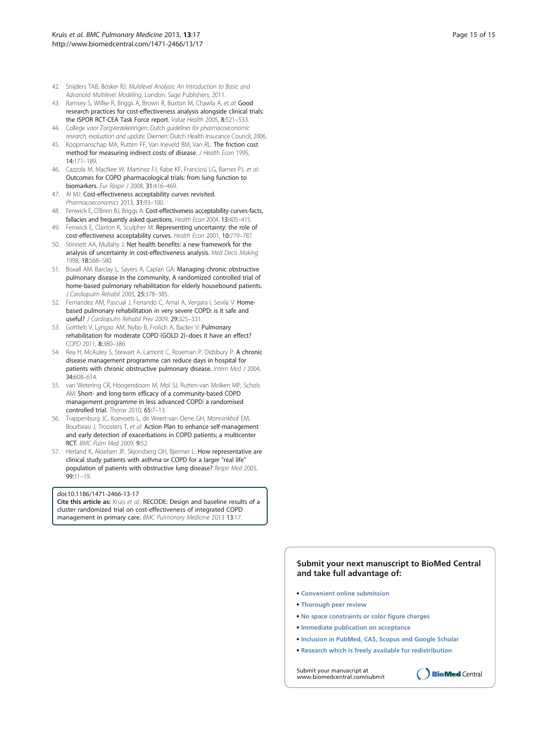42. Snijders TAB, Bosker RJ: *Multilevel Analysis: An Introduction to Basic and Advanced Multilevel Modeling.* London: Sage Publishers; 2011.
43. Ramsey S, Willke R, Briggs A, Brown R, Buxton M, Chawla A, *et al*: **Good research practices for cost-effectiveness analysis alongside clinical trials: the ISPOR RCT-CEA Task Force report.** *Value Health* 2005, **8:**521–533.
44. College voor Zorgverzekeringen: *Dutch guidelines for pharmacoeconomic research, evaluation and update.* Diemen: Dutch Health Insurance Council; 2006.
45. Koopmanschap MA, Rutten FF, Van Ineveld BM, Van RL: **The friction cost method for measuring indirect costs of disease.** *J Health Econ* 1995, **14:**171–189.
46. Cazzola M, MacNee W, Martinez FJ, Rabe KF, Franciosi LG, Barnes PJ, *et al*: **Outcomes for COPD pharmacological trials: from lung function to biomarkers.** *Eur Respir J* 2008, **31:**416–469.
47. Al MJ: **Cost-effectiveness acceptability curves revisited.** *Pharmacoeconomics* 2013, **31:**93–100.
48. Fenwick E, O'Brien BJ, Briggs A: **Cost-effectiveness acceptability curves-facts, fallacies and frequently asked questions.** *Health Econ* 2004, **13:**405–415.
49. Fenwick E, Claxton K, Sculpher M: **Representing uncertainty: the role of cost-effectiveness acceptability curves.** *Health Econ* 2001, **10:**779–787.
50. Stinnett AA, Mullahy J: **Net health benefits: a new framework for the analysis of uncertainty in cost-effectiveness analysis.** *Med Decis Making* 1998, **18:**S68–S80.
51. Boxall AM, Barclay L, Sayers A, Caplan GA: **Managing chronic obstructive pulmonary disease in the community, A randomized controlled trial of home-based pulmonary rehabilitation for elderly housebound patients.** *J Cardiopulm Rehabil* 2005, **25:**378–385.
52. Fernandez AM, Pascual J, Ferrando C, Arnal A, Vergara I, Sevila V: **Home-based pulmonary rehabilitation in very severe COPD: is it safe and useful?** *J Cardiopulm Rehabil Prev* 2009, **29:**325–331.
53. Gottlieb V, Lyngso AM, Nybo B, Frolich A, Backer V: **Pulmonary rehabilitation for moderate COPD (GOLD 2)–does it have an effect?** *COPD* 2011, **8:**380–386.
54. Rea H, McAuley S, Stewart A, Lamont C, Roseman P, Didsbury P: **A chronic disease management programme can reduce days in hospital for patients with chronic obstructive pulmonary disease.** *Intern Med J* 2004, **34:**608–614.
55. van Wetering CR, Hoogendoorn M, Mol SJ, Rutten-van Molken MP, Schols AM: **Short- and long-term efficacy of a community-based COPD management programme in less advanced COPD: a randomised controlled trial.** *Thorax* 2010, **65:**7–13.
56. Trappenburg JC, Koevoets L, de Weert-van Oene GH, Monninkhof EM, Bourbeau J, Troosters T, *et al*: **Action Plan to enhance self-management and early detection of exacerbations in COPD patients; a multicenter RCT.** *BMC Pulm Med* 2009, **9:**52.
57. Herland K, Akselsen JP, Skjonsberg OH, Bjermer L: **How representative are clinical study patients with asthma or COPD for a larger "real life" population of patients with obstructive lung disease?** *Respir Med* 2005, **99:**11–19.

doi:10.1186/1471-2466-13-17

**Cite this article as:** Kruis *et al.*: RECODE: Design and baseline results of a cluster randomized trial on cost-effectiveness of integrated COPD management in primary care. *BMC Pulmonary Medicine* 2013 **13**:17.

**Submit your next manuscript to BioMed Central and take full advantage of:**

- **Convenient online submission**
- **Thorough peer review**
- **No space constraints or color figure charges**
- **Immediate publication on acceptance**
- **Inclusion in PubMed, CAS, Scopus and Google Scholar**
- **Research which is freely available for redistribution**

Submit your manuscript at www.biomedcentral.com/submit

BioMed Central